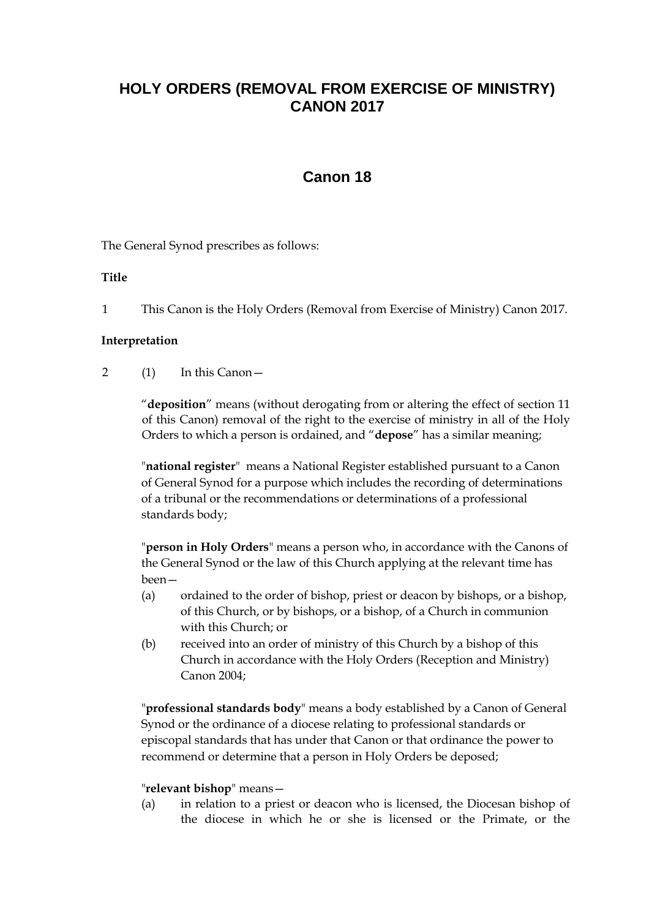# HOLY ORDERS (REMOVAL FROM EXERCISE OF MINISTRY) CANON 2017

## Canon 18

The General Synod prescribes as follows:

**Title**

1 This Canon is the Holy Orders (Removal from Exercise of Ministry) Canon 2017.

**Interpretation**

2 (1) In this Canon—

"**deposition**" means (without derogating from or altering the effect of section 11 of this Canon) removal of the right to the exercise of ministry in all of the Holy Orders to which a person is ordained, and "**depose**" has a similar meaning;

"**national register**" means a National Register established pursuant to a Canon of General Synod for a purpose which includes the recording of determinations of a tribunal or the recommendations or determinations of a professional standards body;

"**person in Holy Orders**" means a person who, in accordance with the Canons of the General Synod or the law of this Church applying at the relevant time has been—

(a) ordained to the order of bishop, priest or deacon by bishops, or a bishop, of this Church, or by bishops, or a bishop, of a Church in communion with this Church; or

(b) received into an order of ministry of this Church by a bishop of this Church in accordance with the Holy Orders (Reception and Ministry) Canon 2004;

"**professional standards body**" means a body established by a Canon of General Synod or the ordinance of a diocese relating to professional standards or episcopal standards that has under that Canon or that ordinance the power to recommend or determine that a person in Holy Orders be deposed;

"**relevant bishop**" means—

(a) in relation to a priest or deacon who is licensed, the Diocesan bishop of the diocese in which he or she is licensed or the Primate, or the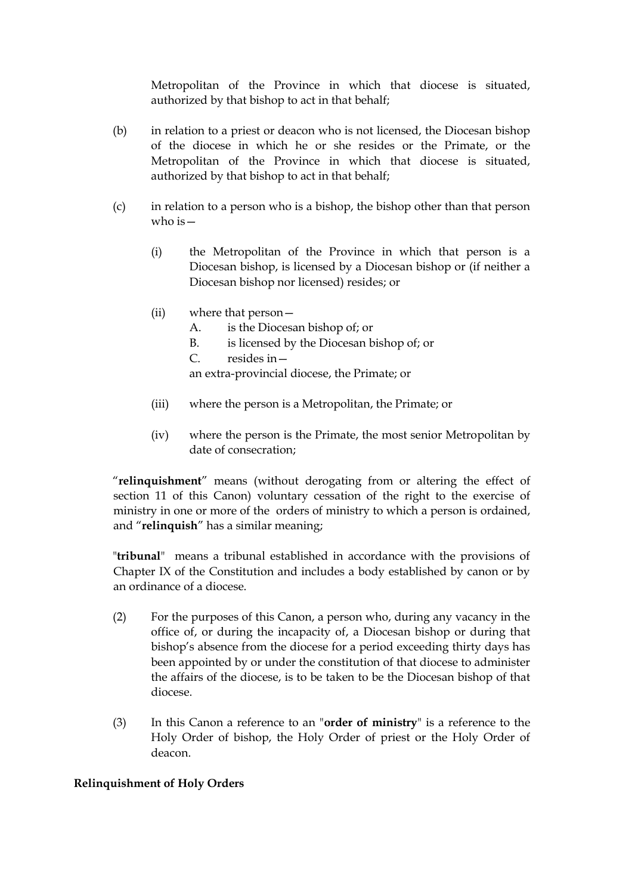Metropolitan of the Province in which that diocese is situated, authorized by that bishop to act in that behalf;

(b) in relation to a priest or deacon who is not licensed, the Diocesan bishop of the diocese in which he or she resides or the Primate, or the Metropolitan of the Province in which that diocese is situated, authorized by that bishop to act in that behalf;

(c) in relation to a person who is a bishop, the bishop other than that person who is—

(i) the Metropolitan of the Province in which that person is a Diocesan bishop, is licensed by a Diocesan bishop or (if neither a Diocesan bishop nor licensed) resides; or

(ii) where that person—
A. is the Diocesan bishop of; or
B. is licensed by the Diocesan bishop of; or
C. resides in—
an extra-provincial diocese, the Primate; or

(iii) where the person is a Metropolitan, the Primate; or

(iv) where the person is the Primate, the most senior Metropolitan by date of consecration;

"**relinquishment**" means (without derogating from or altering the effect of section 11 of this Canon) voluntary cessation of the right to the exercise of ministry in one or more of the orders of ministry to which a person is ordained, and "**relinquish**" has a similar meaning;

"**tribunal**" means a tribunal established in accordance with the provisions of Chapter IX of the Constitution and includes a body established by canon or by an ordinance of a diocese.

(2) For the purposes of this Canon, a person who, during any vacancy in the office of, or during the incapacity of, a Diocesan bishop or during that bishop's absence from the diocese for a period exceeding thirty days has been appointed by or under the constitution of that diocese to administer the affairs of the diocese, is to be taken to be the Diocesan bishop of that diocese.

(3) In this Canon a reference to an "**order of ministry**" is a reference to the Holy Order of bishop, the Holy Order of priest or the Holy Order of deacon.

**Relinquishment of Holy Orders**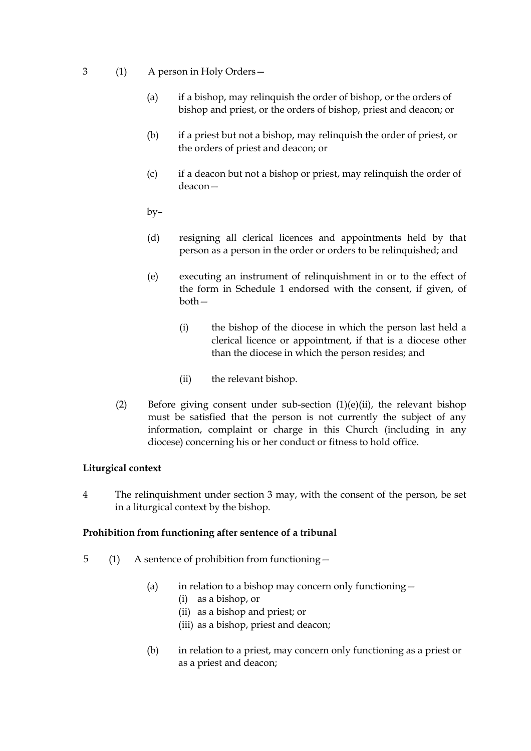3 (1) A person in Holy Orders—

(a) if a bishop, may relinquish the order of bishop, or the orders of bishop and priest, or the orders of bishop, priest and deacon; or

(b) if a priest but not a bishop, may relinquish the order of priest, or the orders of priest and deacon; or

(c) if a deacon but not a bishop or priest, may relinquish the order of deacon—

by–

(d) resigning all clerical licences and appointments held by that person as a person in the order or orders to be relinquished; and

(e) executing an instrument of relinquishment in or to the effect of the form in Schedule 1 endorsed with the consent, if given, of both—

(i) the bishop of the diocese in which the person last held a clerical licence or appointment, if that is a diocese other than the diocese in which the person resides; and

(ii) the relevant bishop.

(2) Before giving consent under sub-section (1)(e)(ii), the relevant bishop must be satisfied that the person is not currently the subject of any information, complaint or charge in this Church (including in any diocese) concerning his or her conduct or fitness to hold office.

**Liturgical context**

4 The relinquishment under section 3 may, with the consent of the person, be set in a liturgical context by the bishop.

**Prohibition from functioning after sentence of a tribunal**

5 (1) A sentence of prohibition from functioning—

(a) in relation to a bishop may concern only functioning—
(i) as a bishop, or
(ii) as a bishop and priest; or
(iii) as a bishop, priest and deacon;

(b) in relation to a priest, may concern only functioning as a priest or as a priest and deacon;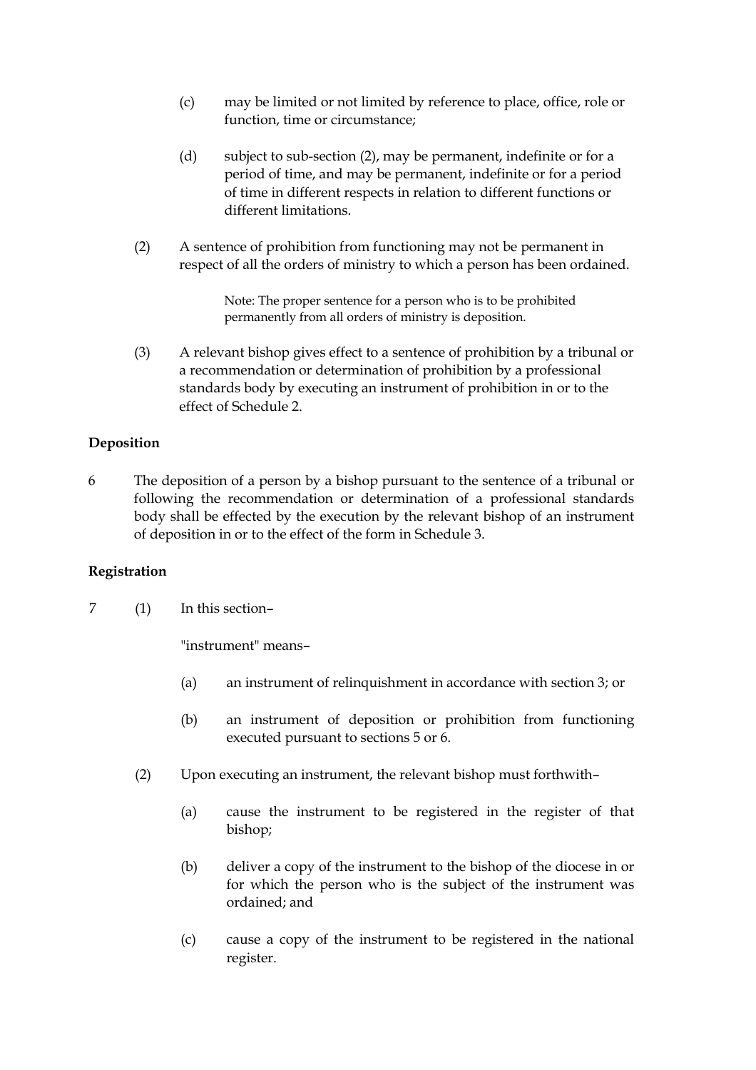(c) may be limited or not limited by reference to place, office, role or function, time or circumstance;

(d) subject to sub-section (2), may be permanent, indefinite or for a period of time, and may be permanent, indefinite or for a period of time in different respects in relation to different functions or different limitations.

(2) A sentence of prohibition from functioning may not be permanent in respect of all the orders of ministry to which a person has been ordained.

> Note: The proper sentence for a person who is to be prohibited permanently from all orders of ministry is deposition.

(3) A relevant bishop gives effect to a sentence of prohibition by a tribunal or a recommendation or determination of prohibition by a professional standards body by executing an instrument of prohibition in or to the effect of Schedule 2.

**Deposition**

6 The deposition of a person by a bishop pursuant to the sentence of a tribunal or following the recommendation or determination of a professional standards body shall be effected by the execution by the relevant bishop of an instrument of deposition in or to the effect of the form in Schedule 3.

**Registration**

7 (1) In this section–

"instrument" means–

(a) an instrument of relinquishment in accordance with section 3; or

(b) an instrument of deposition or prohibition from functioning executed pursuant to sections 5 or 6.

(2) Upon executing an instrument, the relevant bishop must forthwith–

(a) cause the instrument to be registered in the register of that bishop;

(b) deliver a copy of the instrument to the bishop of the diocese in or for which the person who is the subject of the instrument was ordained; and

(c) cause a copy of the instrument to be registered in the national register.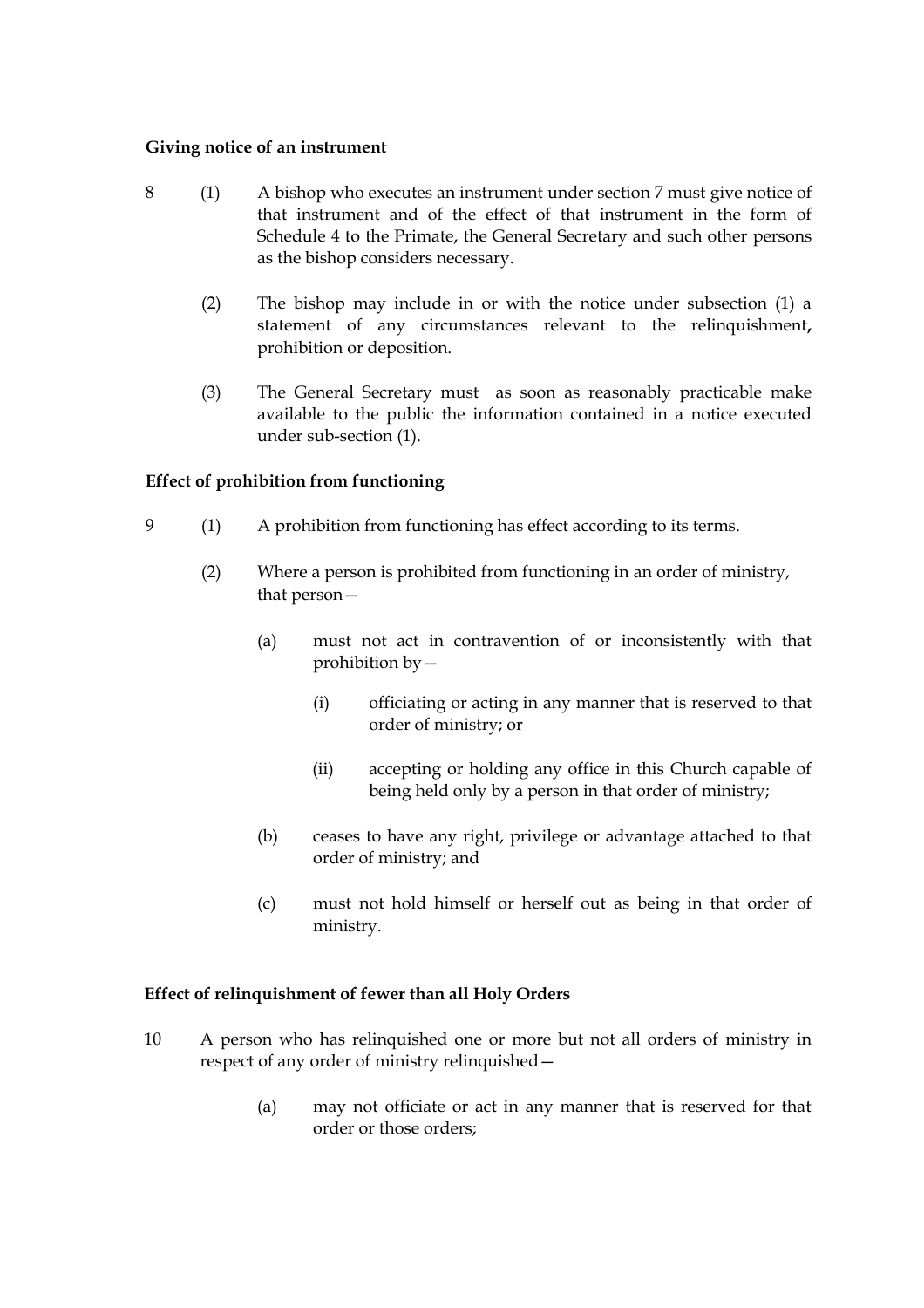**Giving notice of an instrument**

8 (1) A bishop who executes an instrument under section 7 must give notice of that instrument and of the effect of that instrument in the form of Schedule 4 to the Primate, the General Secretary and such other persons as the bishop considers necessary.

(2) The bishop may include in or with the notice under subsection (1) a statement of any circumstances relevant to the relinquishment**,** prohibition or deposition.

(3) The General Secretary must as soon as reasonably practicable make available to the public the information contained in a notice executed under sub-section (1).

**Effect of prohibition from functioning**

9 (1) A prohibition from functioning has effect according to its terms.

(2) Where a person is prohibited from functioning in an order of ministry, that person—

(a) must not act in contravention of or inconsistently with that prohibition by—

(i) officiating or acting in any manner that is reserved to that order of ministry; or

(ii) accepting or holding any office in this Church capable of being held only by a person in that order of ministry;

(b) ceases to have any right, privilege or advantage attached to that order of ministry; and

(c) must not hold himself or herself out as being in that order of ministry.

**Effect of relinquishment of fewer than all Holy Orders**

10 A person who has relinquished one or more but not all orders of ministry in respect of any order of ministry relinquished—

(a) may not officiate or act in any manner that is reserved for that order or those orders;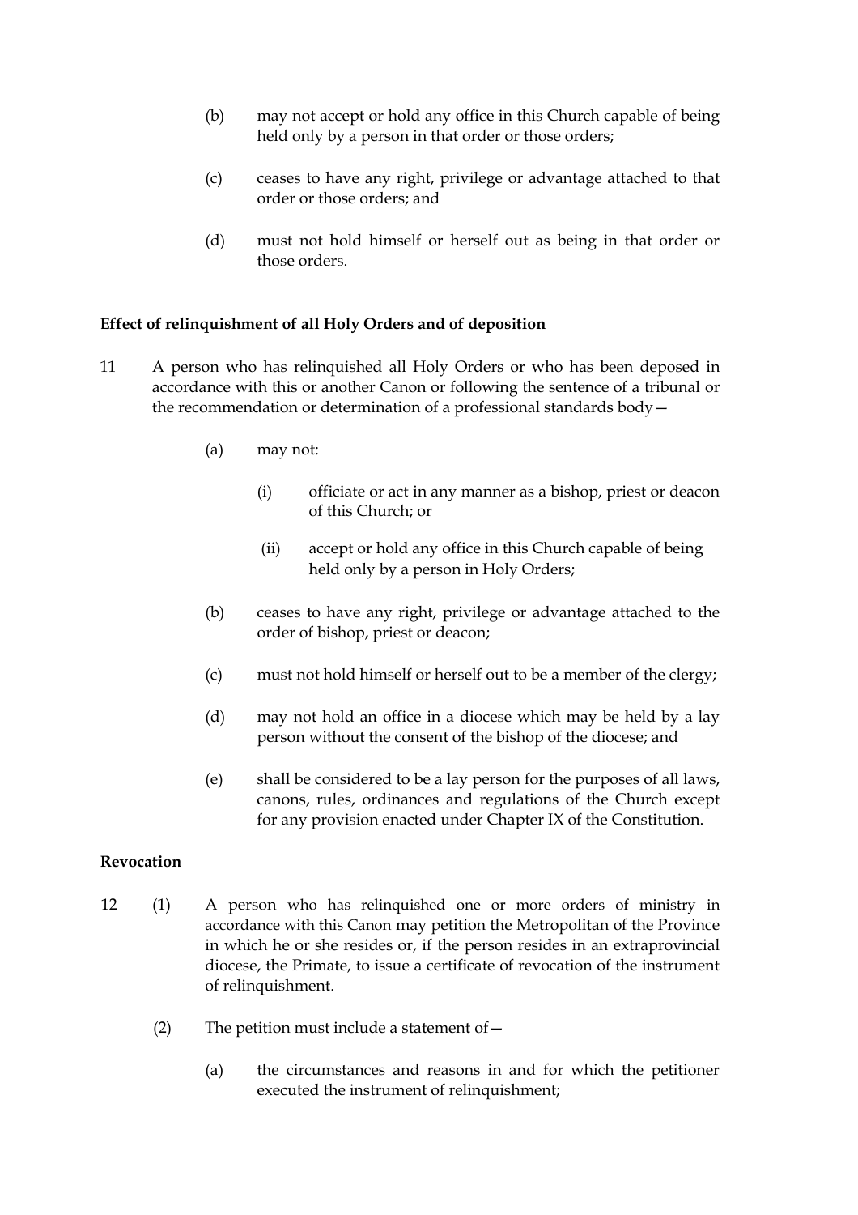(b) may not accept or hold any office in this Church capable of being held only by a person in that order or those orders;

(c) ceases to have any right, privilege or advantage attached to that order or those orders; and

(d) must not hold himself or herself out as being in that order or those orders.

**Effect of relinquishment of all Holy Orders and of deposition**

11 A person who has relinquished all Holy Orders or who has been deposed in accordance with this or another Canon or following the sentence of a tribunal or the recommendation or determination of a professional standards body—

(a) may not:

(i) officiate or act in any manner as a bishop, priest or deacon of this Church; or

(ii) accept or hold any office in this Church capable of being held only by a person in Holy Orders;

(b) ceases to have any right, privilege or advantage attached to the order of bishop, priest or deacon;

(c) must not hold himself or herself out to be a member of the clergy;

(d) may not hold an office in a diocese which may be held by a lay person without the consent of the bishop of the diocese; and

(e) shall be considered to be a lay person for the purposes of all laws, canons, rules, ordinances and regulations of the Church except for any provision enacted under Chapter IX of the Constitution.

**Revocation**

12 (1) A person who has relinquished one or more orders of ministry in accordance with this Canon may petition the Metropolitan of the Province in which he or she resides or, if the person resides in an extraprovincial diocese, the Primate, to issue a certificate of revocation of the instrument of relinquishment.

(2) The petition must include a statement of—

(a) the circumstances and reasons in and for which the petitioner executed the instrument of relinquishment;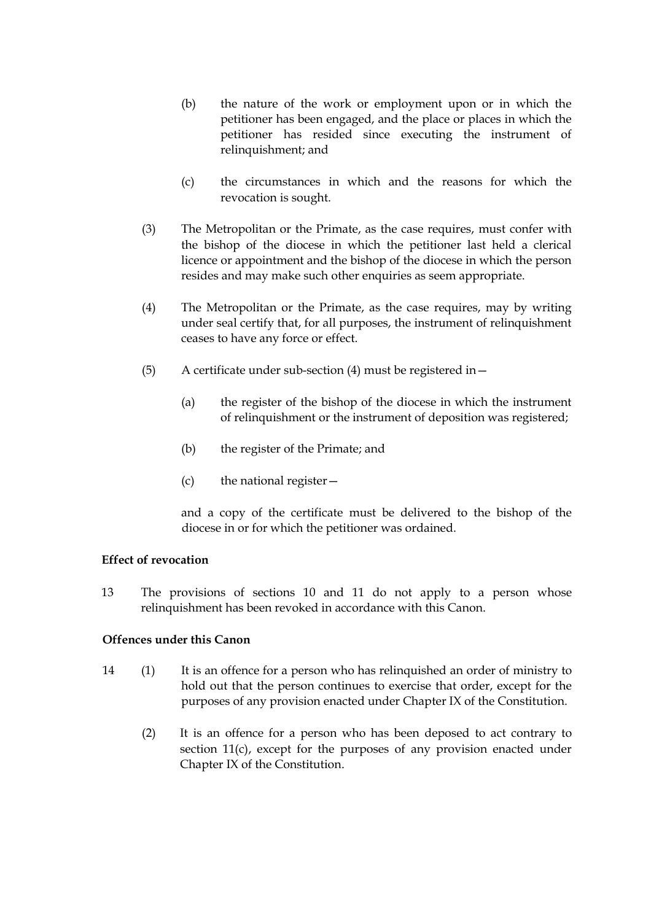(b) the nature of the work or employment upon or in which the petitioner has been engaged, and the place or places in which the petitioner has resided since executing the instrument of relinquishment; and

(c) the circumstances in which and the reasons for which the revocation is sought.

(3) The Metropolitan or the Primate, as the case requires, must confer with the bishop of the diocese in which the petitioner last held a clerical licence or appointment and the bishop of the diocese in which the person resides and may make such other enquiries as seem appropriate.

(4) The Metropolitan or the Primate, as the case requires, may by writing under seal certify that, for all purposes, the instrument of relinquishment ceases to have any force or effect.

(5) A certificate under sub-section (4) must be registered in—

(a) the register of the bishop of the diocese in which the instrument of relinquishment or the instrument of deposition was registered;

(b) the register of the Primate; and

(c) the national register—

and a copy of the certificate must be delivered to the bishop of the diocese in or for which the petitioner was ordained.

**Effect of revocation**

13 The provisions of sections 10 and 11 do not apply to a person whose relinquishment has been revoked in accordance with this Canon.

**Offences under this Canon**

14 (1) It is an offence for a person who has relinquished an order of ministry to hold out that the person continues to exercise that order, except for the purposes of any provision enacted under Chapter IX of the Constitution.

(2) It is an offence for a person who has been deposed to act contrary to section 11(c), except for the purposes of any provision enacted under Chapter IX of the Constitution.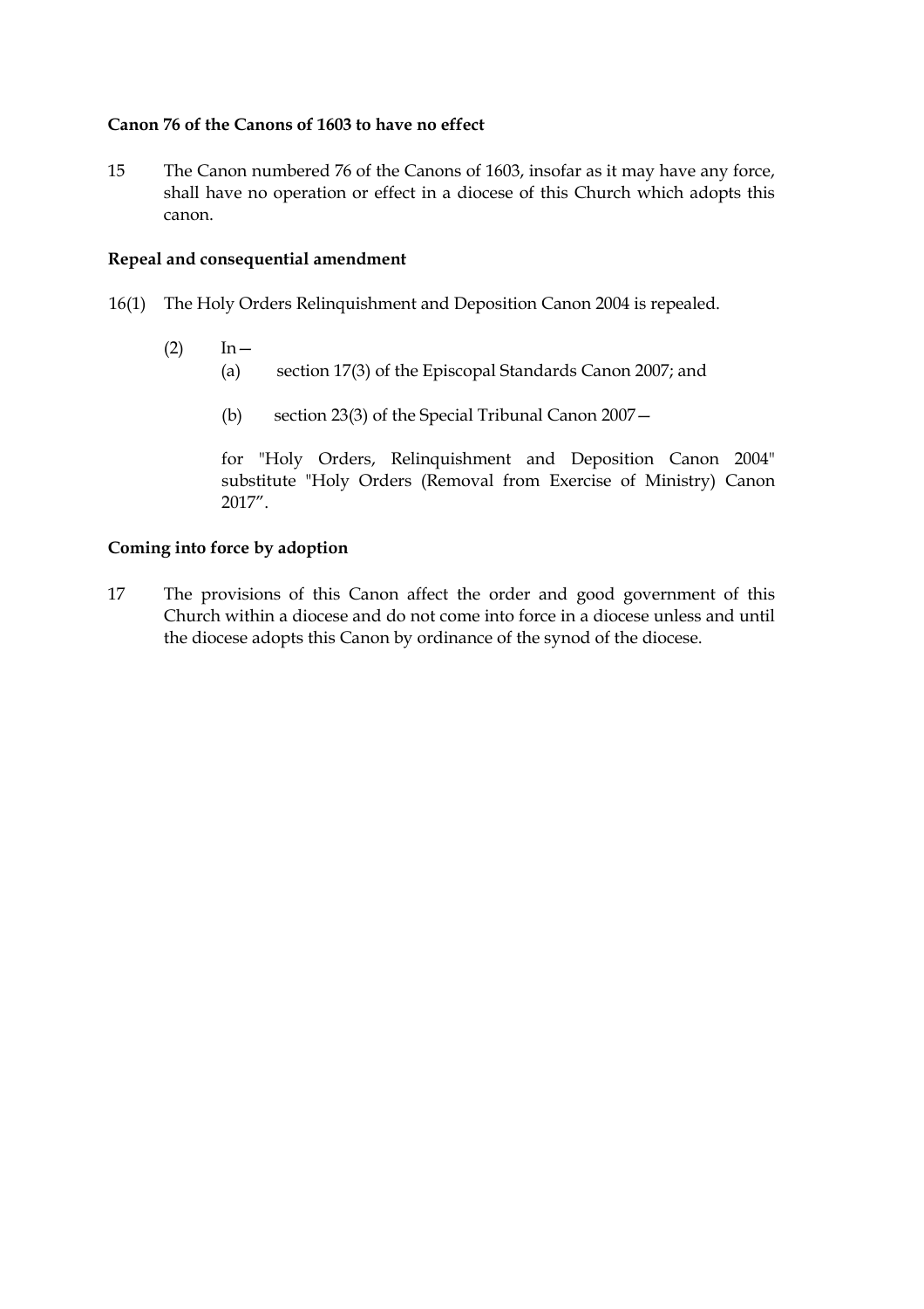**Canon 76 of the Canons of 1603 to have no effect**

15 The Canon numbered 76 of the Canons of 1603, insofar as it may have any force, shall have no operation or effect in a diocese of this Church which adopts this canon.

**Repeal and consequential amendment**

16(1) The Holy Orders Relinquishment and Deposition Canon 2004 is repealed.

(2) In—

(a) section 17(3) of the Episcopal Standards Canon 2007; and

(b) section 23(3) of the Special Tribunal Canon 2007—

for "Holy Orders, Relinquishment and Deposition Canon 2004" substitute "Holy Orders (Removal from Exercise of Ministry) Canon 2017".

**Coming into force by adoption**

17 The provisions of this Canon affect the order and good government of this Church within a diocese and do not come into force in a diocese unless and until the diocese adopts this Canon by ordinance of the synod of the diocese.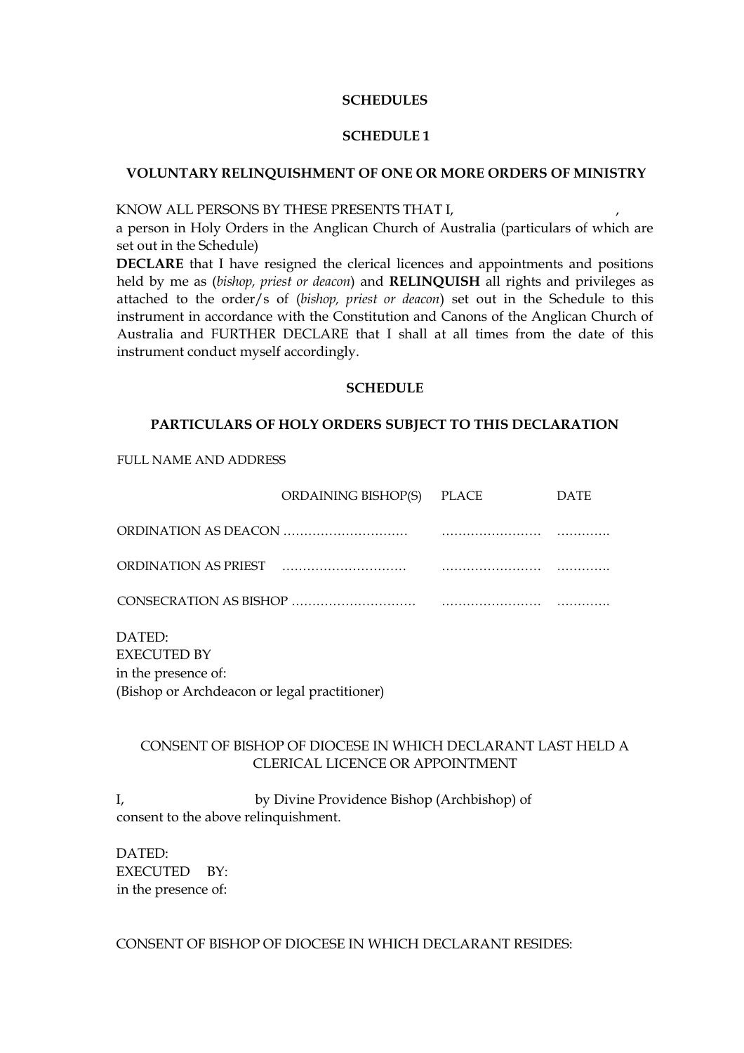**SCHEDULES**

**SCHEDULE 1**

**VOLUNTARY RELINQUISHMENT OF ONE OR MORE ORDERS OF MINISTRY**

KNOW ALL PERSONS BY THESE PRESENTS THAT I, ,
a person in Holy Orders in the Anglican Church of Australia (particulars of which are set out in the Schedule)
**DECLARE** that I have resigned the clerical licences and appointments and positions held by me as (*bishop, priest or deacon*) and **RELINQUISH** all rights and privileges as attached to the order/s of (*bishop, priest or deacon*) set out in the Schedule to this instrument in accordance with the Constitution and Canons of the Anglican Church of Australia and FURTHER DECLARE that I shall at all times from the date of this instrument conduct myself accordingly.

**SCHEDULE**

**PARTICULARS OF HOLY ORDERS SUBJECT TO THIS DECLARATION**

FULL NAME AND ADDRESS

| | ORDAINING BISHOP(S) | PLACE | DATE |
|---|---|---|---|
| ORDINATION AS DEACON | ………………………… | …………………… | …………. |
| ORDINATION AS PRIEST | ………………………… | …………………… | …………. |
| CONSECRATION AS BISHOP | ………………………… | …………………… | …………. |

DATED:
EXECUTED BY
in the presence of:
(Bishop or Archdeacon or legal practitioner)

CONSENT OF BISHOP OF DIOCESE IN WHICH DECLARANT LAST HELD A CLERICAL LICENCE OR APPOINTMENT

I, by Divine Providence Bishop (Archbishop) of
consent to the above relinquishment.

DATED:
EXECUTED BY:
in the presence of:

CONSENT OF BISHOP OF DIOCESE IN WHICH DECLARANT RESIDES: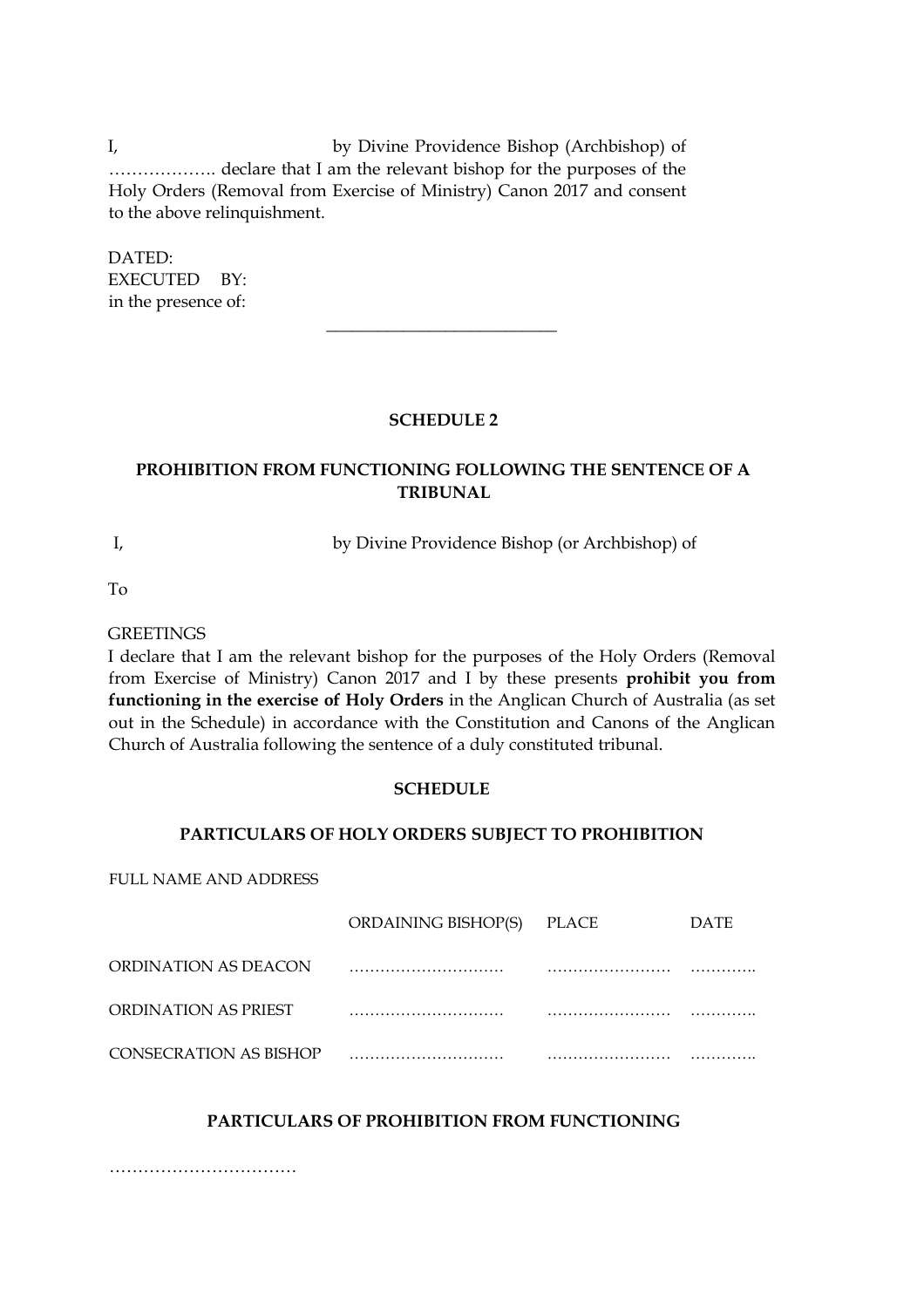I, by Divine Providence Bishop (Archbishop) of ………………. declare that I am the relevant bishop for the purposes of the Holy Orders (Removal from Exercise of Ministry) Canon 2017 and consent to the above relinquishment.

DATED:
EXECUTED BY:
in the presence of:

\_\_\_\_\_\_\_\_\_\_\_\_\_\_\_\_\_\_\_\_\_\_\_\_\_\_\_\_

## SCHEDULE 2

## PROHIBITION FROM FUNCTIONING FOLLOWING THE SENTENCE OF A TRIBUNAL

I, by Divine Providence Bishop (or Archbishop) of

To

GREETINGS

I declare that I am the relevant bishop for the purposes of the Holy Orders (Removal from Exercise of Ministry) Canon 2017 and I by these presents **prohibit you from functioning in the exercise of Holy Orders** in the Anglican Church of Australia (as set out in the Schedule) in accordance with the Constitution and Canons of the Anglican Church of Australia following the sentence of a duly constituted tribunal.

### SCHEDULE

### PARTICULARS OF HOLY ORDERS SUBJECT TO PROHIBITION

FULL NAME AND ADDRESS

| | ORDAINING BISHOP(S) | PLACE | DATE |
|---|---|---|---|
| ORDINATION AS DEACON | ………………………… | …………………… | ……….. |
| ORDINATION AS PRIEST | ………………………… | …………………… | ……….. |
| CONSECRATION AS BISHOP | ………………………… | …………………… | ……….. |

### PARTICULARS OF PROHIBITION FROM FUNCTIONING

……………………………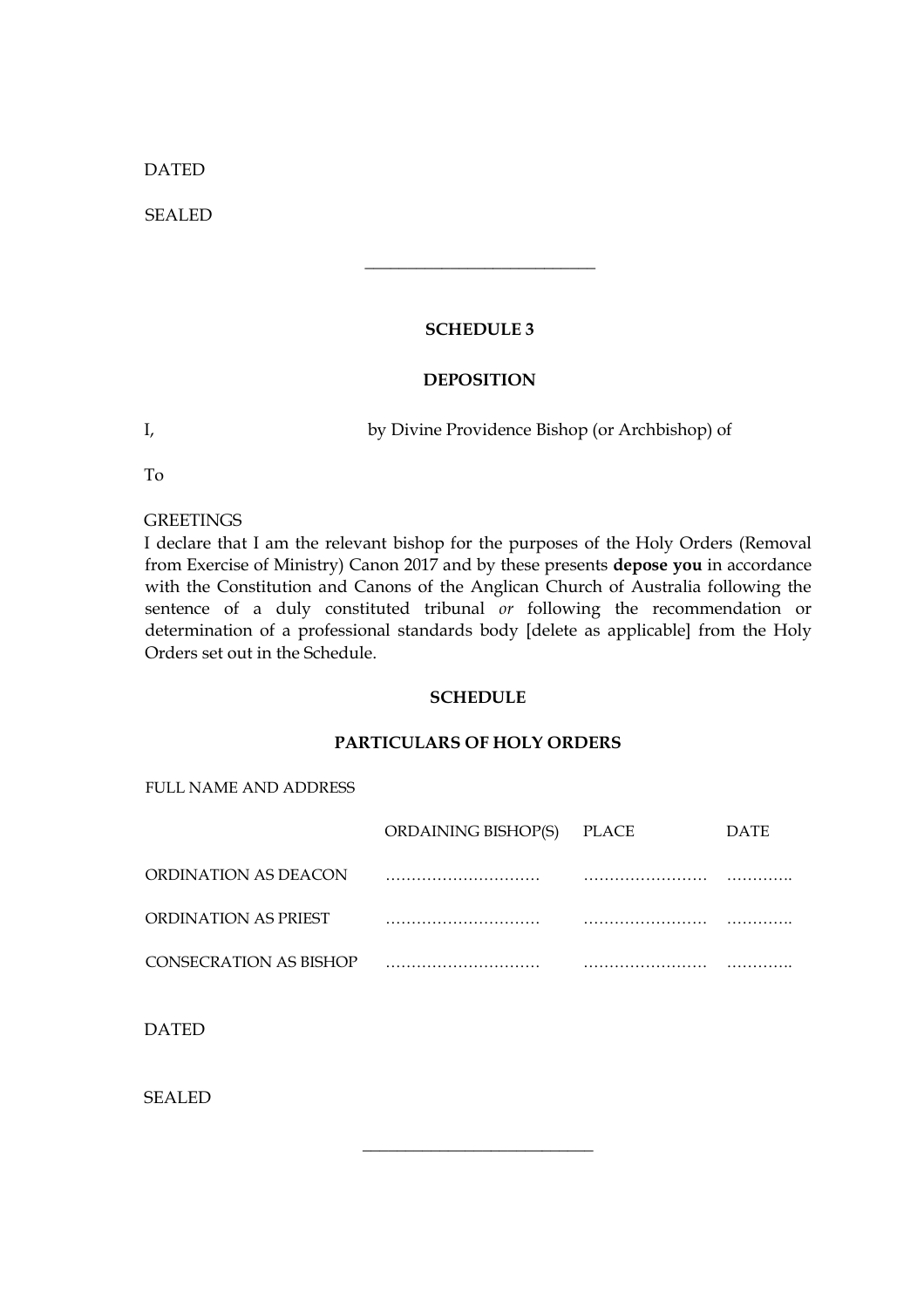DATED

SEALED

\_\_\_\_\_\_\_\_\_\_\_\_\_\_\_\_\_\_\_\_\_\_\_\_\_\_\_\_

**SCHEDULE 3**

**DEPOSITION**

I, by Divine Providence Bishop (or Archbishop) of

To

GREETINGS

I declare that I am the relevant bishop for the purposes of the Holy Orders (Removal from Exercise of Ministry) Canon 2017 and by these presents **depose you** in accordance with the Constitution and Canons of the Anglican Church of Australia following the sentence of a duly constituted tribunal *or* following the recommendation or determination of a professional standards body [delete as applicable] from the Holy Orders set out in the Schedule.

**SCHEDULE**

**PARTICULARS OF HOLY ORDERS**

FULL NAME AND ADDRESS

| | ORDAINING BISHOP(S) | PLACE | DATE |
|---|---|---|---|
| ORDINATION AS DEACON | ………………………… | …………………… | ……….. |
| ORDINATION AS PRIEST | ………………………… | …………………… | ……….. |
| CONSECRATION AS BISHOP | ………………………… | …………………… | ……….. |

DATED

SEALED

\_\_\_\_\_\_\_\_\_\_\_\_\_\_\_\_\_\_\_\_\_\_\_\_\_\_\_\_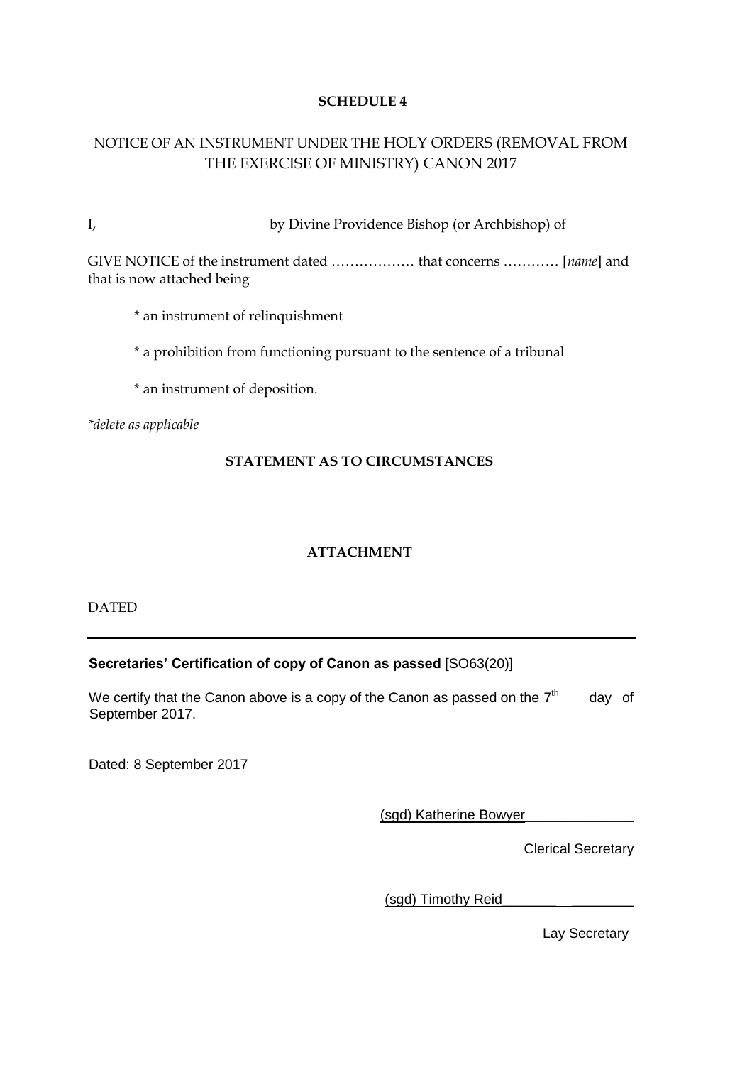**SCHEDULE 4**

NOTICE OF AN INSTRUMENT UNDER THE HOLY ORDERS (REMOVAL FROM THE EXERCISE OF MINISTRY) CANON 2017

I, by Divine Providence Bishop (or Archbishop) of

GIVE NOTICE of the instrument dated ……………… that concerns ………… [*name*] and that is now attached being

* an instrument of relinquishment

* a prohibition from functioning pursuant to the sentence of a tribunal

* an instrument of deposition.

*\*delete as applicable*

**STATEMENT AS TO CIRCUMSTANCES**

**ATTACHMENT**

DATED

---

**Secretaries' Certification of copy of Canon as passed** [SO63(20)]

We certify that the Canon above is a copy of the Canon as passed on the 7th day of September 2017.

Dated: 8 September 2017

(sgd) Katherine Bowyer

Clerical Secretary

(sgd) Timothy Reid

Lay Secretary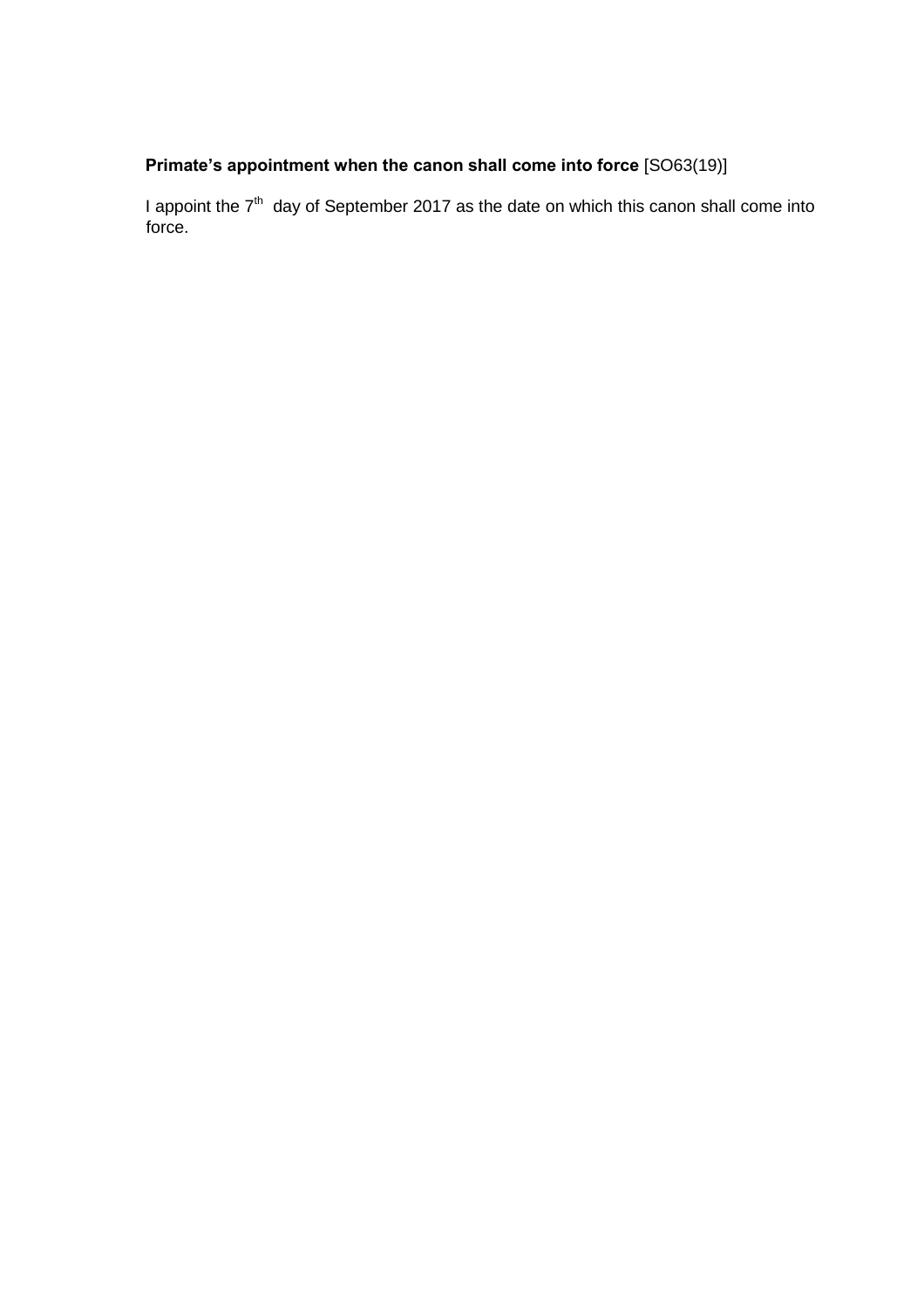**Primate's appointment when the canon shall come into force** [SO63(19)]

I appoint the 7th day of September 2017 as the date on which this canon shall come into force.